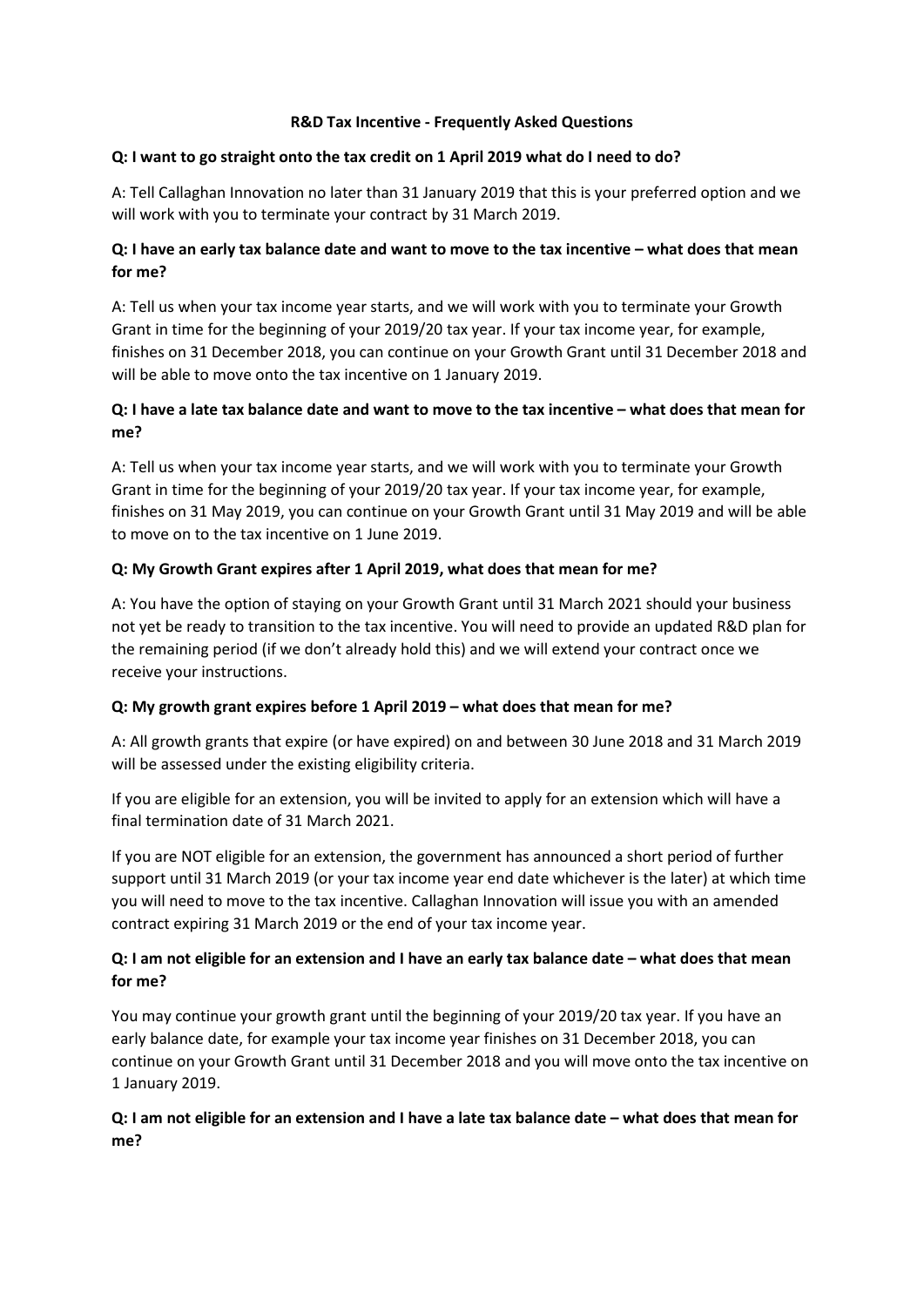# R&D Tax Incentive - Frequently Asked Questions

**Q: I want to go straight onto the tax credit on 1 April 2019 what do I need to do?**

A: Tell Callaghan Innovation no later than 31 January 2019 that this is your preferred option and we will work with you to terminate your contract by 31 March 2019.

**Q: I have an early tax balance date and want to move to the tax incentive – what does that mean for me?**

A: Tell us when your tax income year starts, and we will work with you to terminate your Growth Grant in time for the beginning of your 2019/20 tax year. If your tax income year, for example, finishes on 31 December 2018, you can continue on your Growth Grant until 31 December 2018 and will be able to move onto the tax incentive on 1 January 2019.

**Q: I have a late tax balance date and want to move to the tax incentive – what does that mean for me?**

A: Tell us when your tax income year starts, and we will work with you to terminate your Growth Grant in time for the beginning of your 2019/20 tax year. If your tax income year, for example, finishes on 31 May 2019, you can continue on your Growth Grant until 31 May 2019 and will be able to move on to the tax incentive on 1 June 2019.

**Q: My Growth Grant expires after 1 April 2019, what does that mean for me?**

A: You have the option of staying on your Growth Grant until 31 March 2021 should your business not yet be ready to transition to the tax incentive. You will need to provide an updated R&D plan for the remaining period (if we don't already hold this) and we will extend your contract once we receive your instructions.

**Q: My growth grant expires before 1 April 2019 – what does that mean for me?**

A: All growth grants that expire (or have expired) on and between 30 June 2018 and 31 March 2019 will be assessed under the existing eligibility criteria.

If you are eligible for an extension, you will be invited to apply for an extension which will have a final termination date of 31 March 2021.

If you are NOT eligible for an extension, the government has announced a short period of further support until 31 March 2019 (or your tax income year end date whichever is the later) at which time you will need to move to the tax incentive. Callaghan Innovation will issue you with an amended contract expiring 31 March 2019 or the end of your tax income year.

**Q: I am not eligible for an extension and I have an early tax balance date – what does that mean for me?**

You may continue your growth grant until the beginning of your 2019/20 tax year. If you have an early balance date, for example your tax income year finishes on 31 December 2018, you can continue on your Growth Grant until 31 December 2018 and you will move onto the tax incentive on 1 January 2019.

**Q: I am not eligible for an extension and I have a late tax balance date – what does that mean for me?**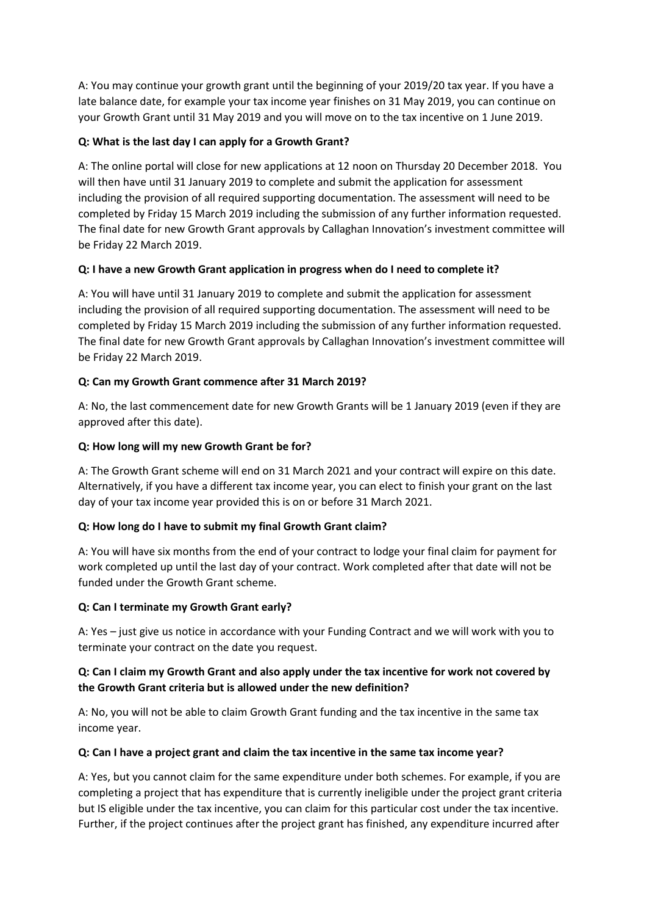A: You may continue your growth grant until the beginning of your 2019/20 tax year. If you have a late balance date, for example your tax income year finishes on 31 May 2019, you can continue on your Growth Grant until 31 May 2019 and you will move on to the tax incentive on 1 June 2019.

**Q: What is the last day I can apply for a Growth Grant?**

A: The online portal will close for new applications at 12 noon on Thursday 20 December 2018. You will then have until 31 January 2019 to complete and submit the application for assessment including the provision of all required supporting documentation. The assessment will need to be completed by Friday 15 March 2019 including the submission of any further information requested. The final date for new Growth Grant approvals by Callaghan Innovation's investment committee will be Friday 22 March 2019.

**Q: I have a new Growth Grant application in progress when do I need to complete it?**

A: You will have until 31 January 2019 to complete and submit the application for assessment including the provision of all required supporting documentation. The assessment will need to be completed by Friday 15 March 2019 including the submission of any further information requested. The final date for new Growth Grant approvals by Callaghan Innovation's investment committee will be Friday 22 March 2019.

**Q: Can my Growth Grant commence after 31 March 2019?**

A: No, the last commencement date for new Growth Grants will be 1 January 2019 (even if they are approved after this date).

**Q: How long will my new Growth Grant be for?**

A: The Growth Grant scheme will end on 31 March 2021 and your contract will expire on this date. Alternatively, if you have a different tax income year, you can elect to finish your grant on the last day of your tax income year provided this is on or before 31 March 2021.

**Q: How long do I have to submit my final Growth Grant claim?**

A: You will have six months from the end of your contract to lodge your final claim for payment for work completed up until the last day of your contract. Work completed after that date will not be funded under the Growth Grant scheme.

**Q: Can I terminate my Growth Grant early?**

A: Yes – just give us notice in accordance with your Funding Contract and we will work with you to terminate your contract on the date you request.

**Q: Can I claim my Growth Grant and also apply under the tax incentive for work not covered by the Growth Grant criteria but is allowed under the new definition?**

A: No, you will not be able to claim Growth Grant funding and the tax incentive in the same tax income year.

**Q: Can I have a project grant and claim the tax incentive in the same tax income year?**

A: Yes, but you cannot claim for the same expenditure under both schemes. For example, if you are completing a project that has expenditure that is currently ineligible under the project grant criteria but IS eligible under the tax incentive, you can claim for this particular cost under the tax incentive. Further, if the project continues after the project grant has finished, any expenditure incurred after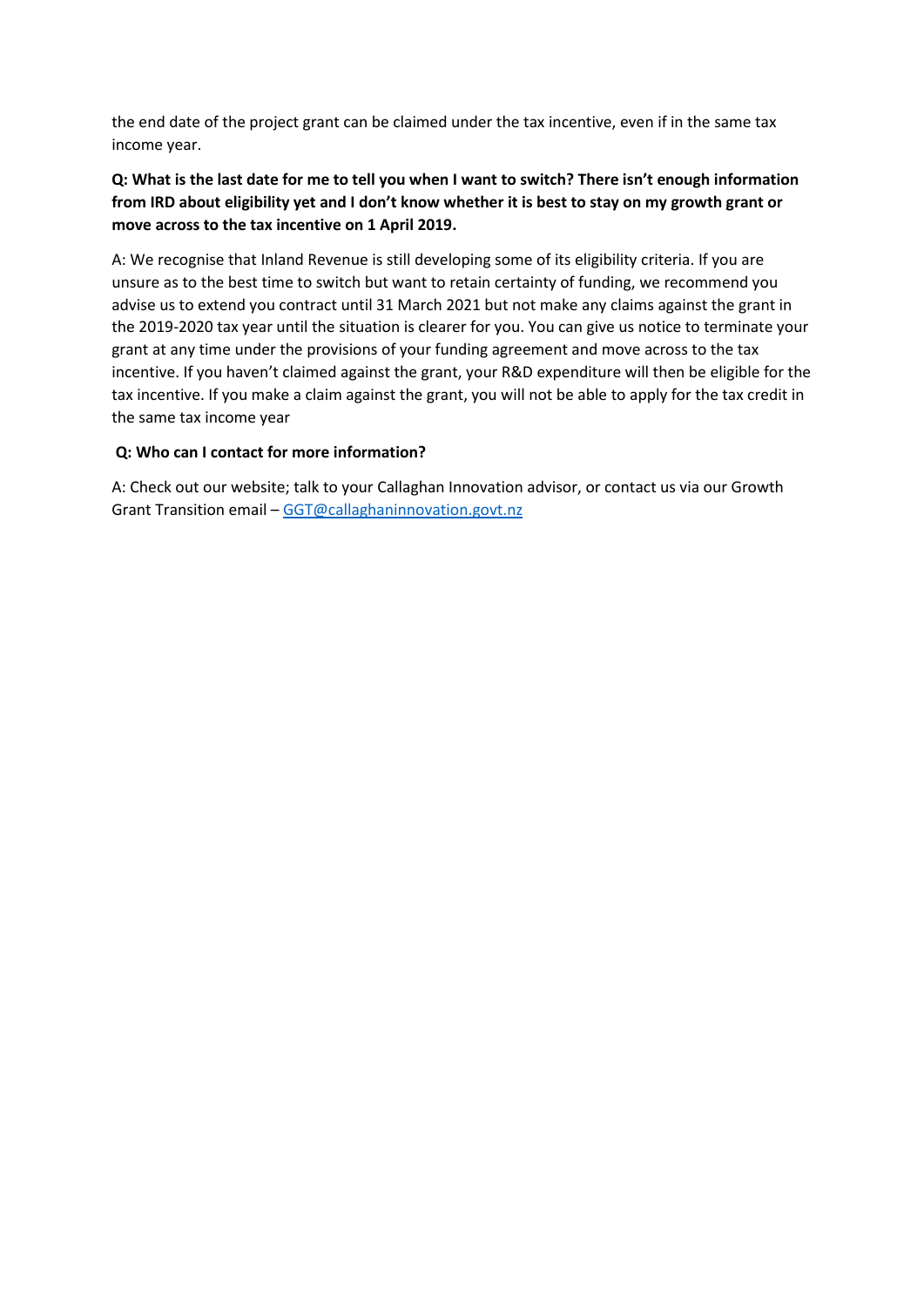the end date of the project grant can be claimed under the tax incentive, even if in the same tax income year.

**Q: What is the last date for me to tell you when I want to switch? There isn't enough information from IRD about eligibility yet and I don't know whether it is best to stay on my growth grant or move across to the tax incentive on 1 April 2019.**

A: We recognise that Inland Revenue is still developing some of its eligibility criteria. If you are unsure as to the best time to switch but want to retain certainty of funding, we recommend you advise us to extend you contract until 31 March 2021 but not make any claims against the grant in the 2019-2020 tax year until the situation is clearer for you. You can give us notice to terminate your grant at any time under the provisions of your funding agreement and move across to the tax incentive. If you haven't claimed against the grant, your R&D expenditure will then be eligible for the tax incentive. If you make a claim against the grant, you will not be able to apply for the tax credit in the same tax income year

**Q: Who can I contact for more information?**

A: Check out our website; talk to your Callaghan Innovation advisor, or contact us via our Growth Grant Transition email – GGT@callaghaninnovation.govt.nz